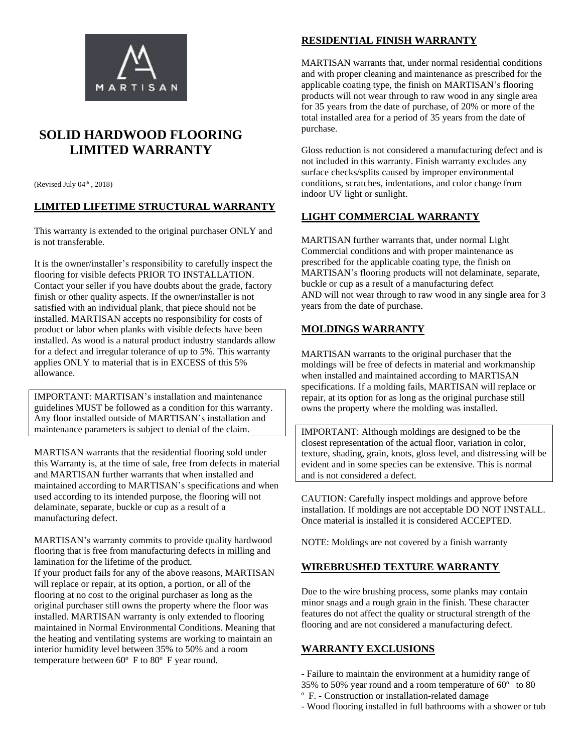# SOLID HARDWOOD FLOORING LIMITED WARRANTY

(Revised July 04th , 2018)

## LIMITED LIFETIME STRUCTURAL WARRANTY

This warranty is extended to the original purchaser ONLY and is not transferable.

It is the owner/installer's responsibility to carefully inspect the flooring for visible defects PRIOR TO INSTALLATION. Contact your seller if you have doubts about the grade, factory finish or other quality aspects. If the owner/installer is not satisfied with an individual plank, that piece should not be installed. MARTISAN accepts no responsibility for costs of product or labor when planks with visible defects have been installed. As wood is a natural product industry standards allow for a defect and irregular tolerance of up to 5%. This warranty applies ONLY to material that is in EXCESS of this 5% allowance.

IMPORTANT: MARTISAN's installation and maintenance guidelines MUST be followed as a condition for this warranty. Any floor installed outside of MARTISAN's installation and maintenance parameters is subject to denial of the claim.

MARTISAN warrants that the residential flooring sold under this Warranty is, at the time of sale, free from defects in material and MARTISAN further warrants that when installed and maintained according to MARTISAN's specifications and when used according to its intended purpose, the flooring will not delaminate, separate, buckle or cup as a result of a manufacturing defect.

MARTISAN's warranty commits to provide quality hardwood flooring that is free from manufacturing defects in milling and lamination for the lifetime of the product.
If your product fails for any of the above reasons, MARTISAN will replace or repair, at its option, a portion, or all of the flooring at no cost to the original purchaser as long as the original purchaser still owns the property where the floor was installed. MARTISAN warranty is only extended to flooring maintained in Normal Environmental Conditions. Meaning that the heating and ventilating systems are working to maintain an interior humidity level between 35% to 50% and a room temperature between 60º F to 80º F year round.

## RESIDENTIAL FINISH WARRANTY

MARTISAN warrants that, under normal residential conditions and with proper cleaning and maintenance as prescribed for the applicable coating type, the finish on MARTISAN's flooring products will not wear through to raw wood in any single area for 35 years from the date of purchase, of 20% or more of the total installed area for a period of 35 years from the date of purchase.

Gloss reduction is not considered a manufacturing defect and is not included in this warranty. Finish warranty excludes any surface checks/splits caused by improper environmental conditions, scratches, indentations, and color change from indoor UV light or sunlight.

## LIGHT COMMERCIAL WARRANTY

MARTISAN further warrants that, under normal Light Commercial conditions and with proper maintenance as prescribed for the applicable coating type, the finish on MARTISAN's flooring products will not delaminate, separate, buckle or cup as a result of a manufacturing defect
AND will not wear through to raw wood in any single area for 3 years from the date of purchase.

## MOLDINGS WARRANTY

MARTISAN warrants to the original purchaser that the moldings will be free of defects in material and workmanship when installed and maintained according to MARTISAN specifications. If a molding fails, MARTISAN will replace or repair, at its option for as long as the original purchase still owns the property where the molding was installed.

IMPORTANT: Although moldings are designed to be the closest representation of the actual floor, variation in color, texture, shading, grain, knots, gloss level, and distressing will be evident and in some species can be extensive. This is normal and is not considered a defect.

CAUTION: Carefully inspect moldings and approve before installation. If moldings are not acceptable DO NOT INSTALL. Once material is installed it is considered ACCEPTED.

NOTE: Moldings are not covered by a finish warranty

## WIREBRUSHED TEXTURE WARRANTY

Due to the wire brushing process, some planks may contain minor snags and a rough grain in the finish. These character features do not affect the quality or structural strength of the flooring and are not considered a manufacturing defect.

## WARRANTY EXCLUSIONS

- Failure to maintain the environment at a humidity range of 35% to 50% year round and a room temperature of 60º to 80 º F. - Construction or installation-related damage
- Wood flooring installed in full bathrooms with a shower or tub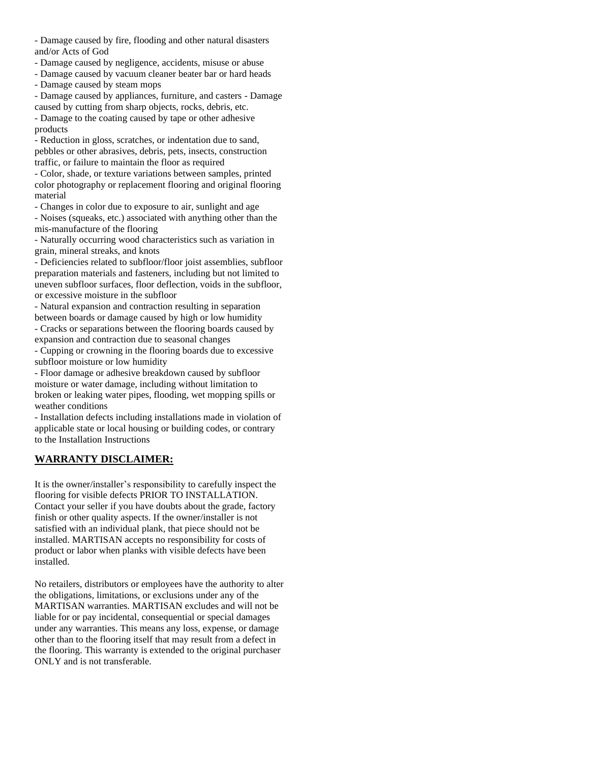- Damage caused by fire, flooding and other natural disasters and/or Acts of God
- Damage caused by negligence, accidents, misuse or abuse
- Damage caused by vacuum cleaner beater bar or hard heads
- Damage caused by steam mops
- Damage caused by appliances, furniture, and casters - Damage caused by cutting from sharp objects, rocks, debris, etc.
- Damage to the coating caused by tape or other adhesive products
- Reduction in gloss, scratches, or indentation due to sand, pebbles or other abrasives, debris, pets, insects, construction traffic, or failure to maintain the floor as required
- Color, shade, or texture variations between samples, printed color photography or replacement flooring and original flooring material
- Changes in color due to exposure to air, sunlight and age
- Noises (squeaks, etc.) associated with anything other than the mis-manufacture of the flooring
- Naturally occurring wood characteristics such as variation in grain, mineral streaks, and knots
- Deficiencies related to subfloor/floor joist assemblies, subfloor preparation materials and fasteners, including but not limited to uneven subfloor surfaces, floor deflection, voids in the subfloor, or excessive moisture in the subfloor
- Natural expansion and contraction resulting in separation between boards or damage caused by high or low humidity
- Cracks or separations between the flooring boards caused by expansion and contraction due to seasonal changes
- Cupping or crowning in the flooring boards due to excessive subfloor moisture or low humidity
- Floor damage or adhesive breakdown caused by subfloor moisture or water damage, including without limitation to broken or leaking water pipes, flooding, wet mopping spills or weather conditions
- Installation defects including installations made in violation of applicable state or local housing or building codes, or contrary to the Installation Instructions

## WARRANTY DISCLAIMER:

It is the owner/installer's responsibility to carefully inspect the flooring for visible defects PRIOR TO INSTALLATION. Contact your seller if you have doubts about the grade, factory finish or other quality aspects. If the owner/installer is not satisfied with an individual plank, that piece should not be installed. MARTISAN accepts no responsibility for costs of product or labor when planks with visible defects have been installed.

No retailers, distributors or employees have the authority to alter the obligations, limitations, or exclusions under any of the MARTISAN warranties. MARTISAN excludes and will not be liable for or pay incidental, consequential or special damages under any warranties. This means any loss, expense, or damage other than to the flooring itself that may result from a defect in the flooring. This warranty is extended to the original purchaser ONLY and is not transferable.